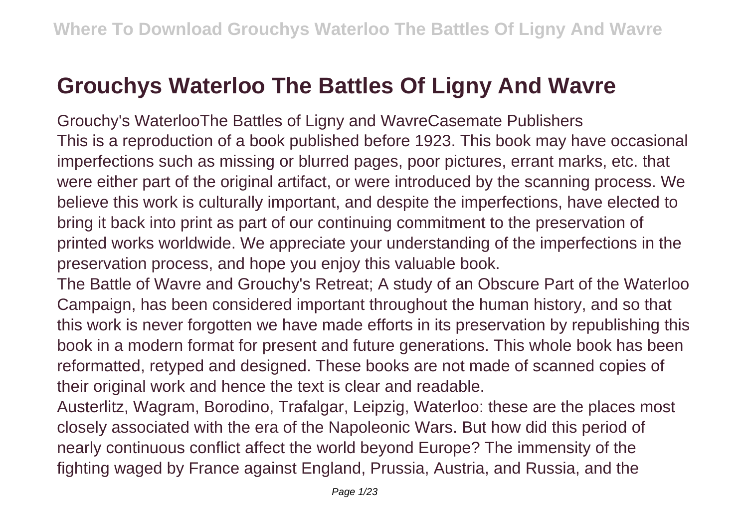# Grouchys Waterloo The Battles Of Ligny And Wavre

Grouchy's WaterlooThe Battles of Ligny and WavreCasemate Publishers
This is a reproduction of a book published before 1923. This book may have occasional imperfections such as missing or blurred pages, poor pictures, errant marks, etc. that were either part of the original artifact, or were introduced by the scanning process. We believe this work is culturally important, and despite the imperfections, have elected to bring it back into print as part of our continuing commitment to the preservation of printed works worldwide. We appreciate your understanding of the imperfections in the preservation process, and hope you enjoy this valuable book.

The Battle of Wavre and Grouchy's Retreat; A study of an Obscure Part of the Waterloo Campaign, has been considered important throughout the human history, and so that this work is never forgotten we have made efforts in its preservation by republishing this book in a modern format for present and future generations. This whole book has been reformatted, retyped and designed. These books are not made of scanned copies of their original work and hence the text is clear and readable.

Austerlitz, Wagram, Borodino, Trafalgar, Leipzig, Waterloo: these are the places most closely associated with the era of the Napoleonic Wars. But how did this period of nearly continuous conflict affect the world beyond Europe? The immensity of the fighting waged by France against England, Prussia, Austria, and Russia, and the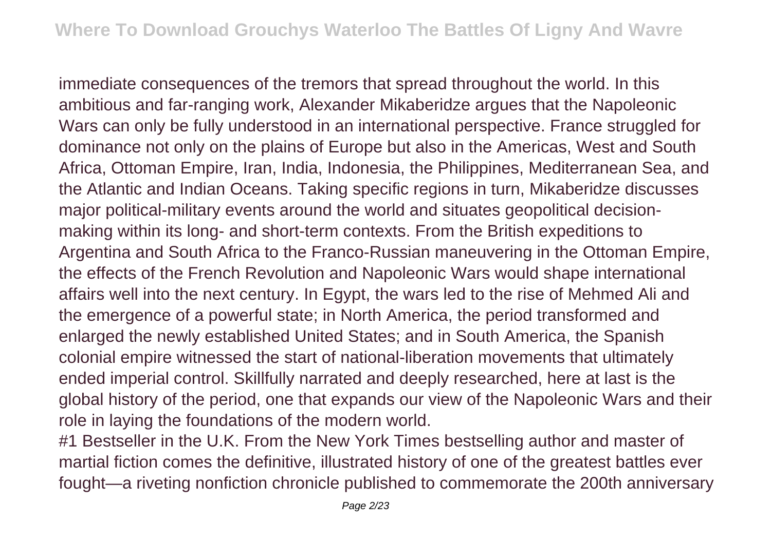immediate consequences of the tremors that spread throughout the world. In this ambitious and far-ranging work, Alexander Mikaberidze argues that the Napoleonic Wars can only be fully understood in an international perspective. France struggled for dominance not only on the plains of Europe but also in the Americas, West and South Africa, Ottoman Empire, Iran, India, Indonesia, the Philippines, Mediterranean Sea, and the Atlantic and Indian Oceans. Taking specific regions in turn, Mikaberidze discusses major political-military events around the world and situates geopolitical decision-making within its long- and short-term contexts. From the British expeditions to Argentina and South Africa to the Franco-Russian maneuvering in the Ottoman Empire, the effects of the French Revolution and Napoleonic Wars would shape international affairs well into the next century. In Egypt, the wars led to the rise of Mehmed Ali and the emergence of a powerful state; in North America, the period transformed and enlarged the newly established United States; and in South America, the Spanish colonial empire witnessed the start of national-liberation movements that ultimately ended imperial control. Skillfully narrated and deeply researched, here at last is the global history of the period, one that expands our view of the Napoleonic Wars and their role in laying the foundations of the modern world.

#1 Bestseller in the U.K. From the New York Times bestselling author and master of martial fiction comes the definitive, illustrated history of one of the greatest battles ever fought—a riveting nonfiction chronicle published to commemorate the 200th anniversary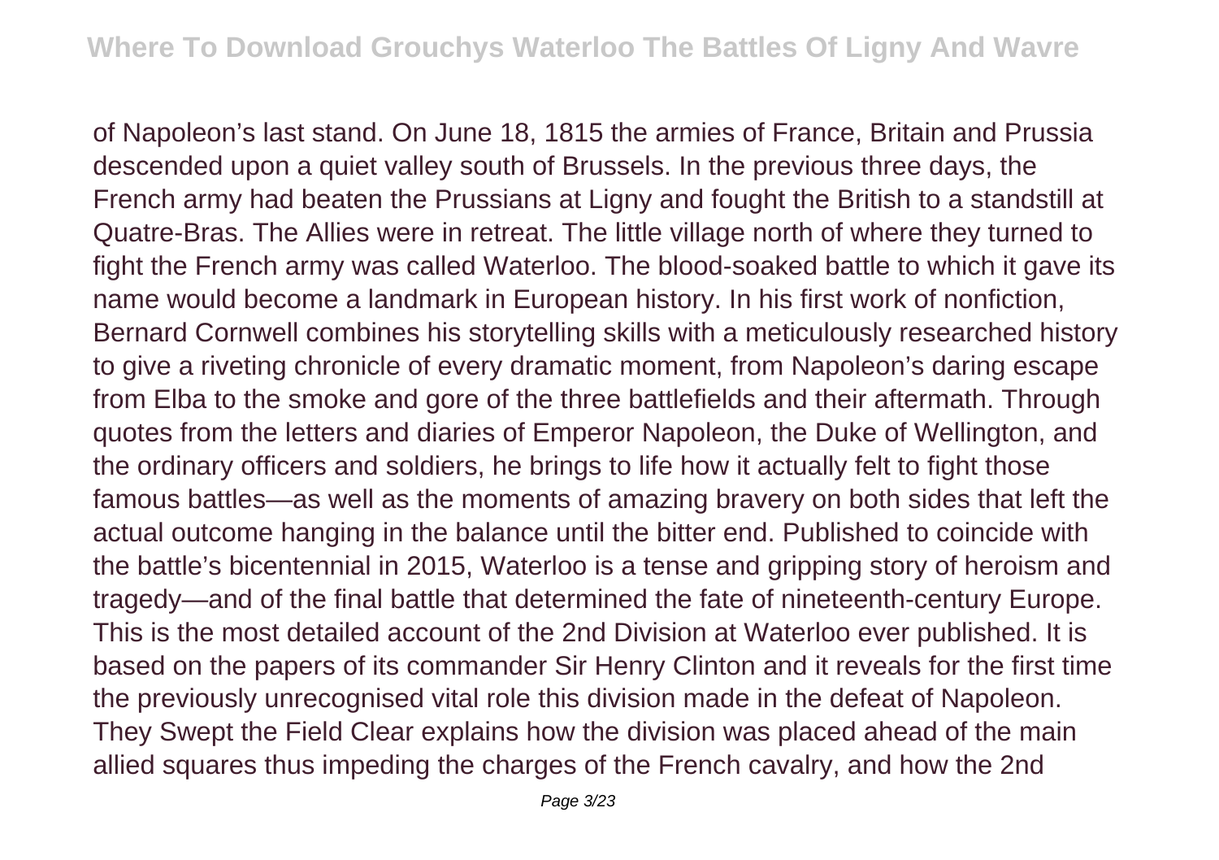of Napoleon's last stand. On June 18, 1815 the armies of France, Britain and Prussia descended upon a quiet valley south of Brussels. In the previous three days, the French army had beaten the Prussians at Ligny and fought the British to a standstill at Quatre-Bras. The Allies were in retreat. The little village north of where they turned to fight the French army was called Waterloo. The blood-soaked battle to which it gave its name would become a landmark in European history. In his first work of nonfiction, Bernard Cornwell combines his storytelling skills with a meticulously researched history to give a riveting chronicle of every dramatic moment, from Napoleon's daring escape from Elba to the smoke and gore of the three battlefields and their aftermath. Through quotes from the letters and diaries of Emperor Napoleon, the Duke of Wellington, and the ordinary officers and soldiers, he brings to life how it actually felt to fight those famous battles—as well as the moments of amazing bravery on both sides that left the actual outcome hanging in the balance until the bitter end. Published to coincide with the battle's bicentennial in 2015, Waterloo is a tense and gripping story of heroism and tragedy—and of the final battle that determined the fate of nineteenth-century Europe. This is the most detailed account of the 2nd Division at Waterloo ever published. It is based on the papers of its commander Sir Henry Clinton and it reveals for the first time the previously unrecognised vital role this division made in the defeat of Napoleon. They Swept the Field Clear explains how the division was placed ahead of the main allied squares thus impeding the charges of the French cavalry, and how the 2nd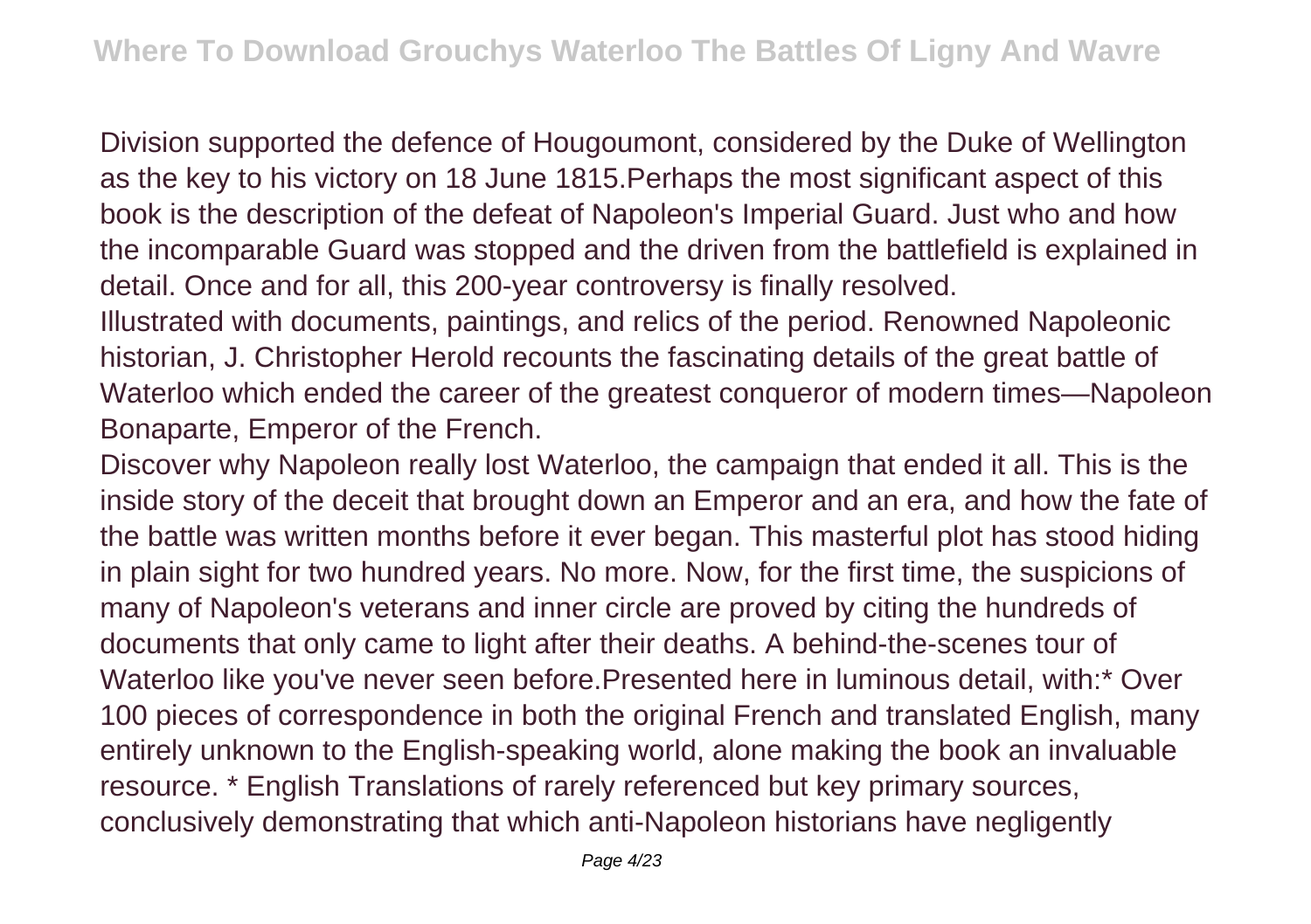Division supported the defence of Hougoumont, considered by the Duke of Wellington as the key to his victory on 18 June 1815.Perhaps the most significant aspect of this book is the description of the defeat of Napoleon's Imperial Guard. Just who and how the incomparable Guard was stopped and the driven from the battlefield is explained in detail. Once and for all, this 200-year controversy is finally resolved.

Illustrated with documents, paintings, and relics of the period. Renowned Napoleonic historian, J. Christopher Herold recounts the fascinating details of the great battle of Waterloo which ended the career of the greatest conqueror of modern times—Napoleon Bonaparte, Emperor of the French.

Discover why Napoleon really lost Waterloo, the campaign that ended it all. This is the inside story of the deceit that brought down an Emperor and an era, and how the fate of the battle was written months before it ever began. This masterful plot has stood hiding in plain sight for two hundred years. No more. Now, for the first time, the suspicions of many of Napoleon's veterans and inner circle are proved by citing the hundreds of documents that only came to light after their deaths. A behind-the-scenes tour of Waterloo like you've never seen before.Presented here in luminous detail, with:* Over 100 pieces of correspondence in both the original French and translated English, many entirely unknown to the English-speaking world, alone making the book an invaluable resource. * English Translations of rarely referenced but key primary sources, conclusively demonstrating that which anti-Napoleon historians have negligently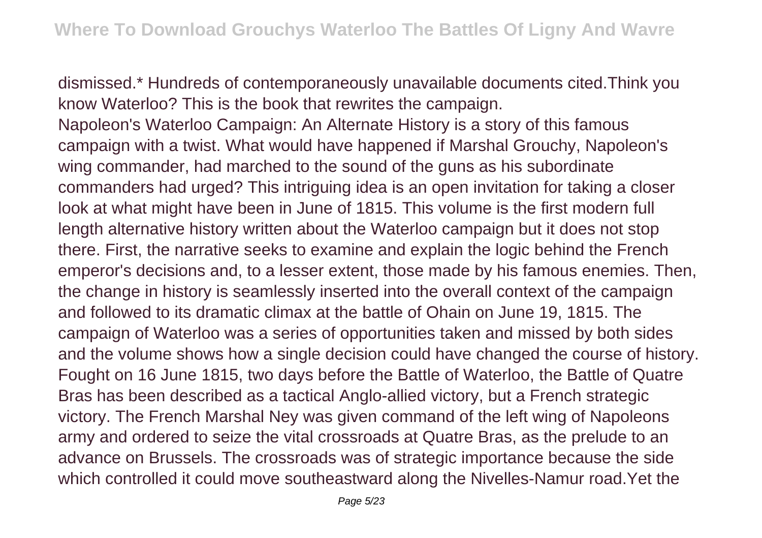dismissed.* Hundreds of contemporaneously unavailable documents cited.Think you know Waterloo? This is the book that rewrites the campaign.

Napoleon's Waterloo Campaign: An Alternate History is a story of this famous campaign with a twist. What would have happened if Marshal Grouchy, Napoleon's wing commander, had marched to the sound of the guns as his subordinate commanders had urged? This intriguing idea is an open invitation for taking a closer look at what might have been in June of 1815. This volume is the first modern full length alternative history written about the Waterloo campaign but it does not stop there. First, the narrative seeks to examine and explain the logic behind the French emperor's decisions and, to a lesser extent, those made by his famous enemies. Then, the change in history is seamlessly inserted into the overall context of the campaign and followed to its dramatic climax at the battle of Ohain on June 19, 1815. The campaign of Waterloo was a series of opportunities taken and missed by both sides and the volume shows how a single decision could have changed the course of history.

Fought on 16 June 1815, two days before the Battle of Waterloo, the Battle of Quatre Bras has been described as a tactical Anglo-allied victory, but a French strategic victory. The French Marshal Ney was given command of the left wing of Napoleons army and ordered to seize the vital crossroads at Quatre Bras, as the prelude to an advance on Brussels. The crossroads was of strategic importance because the side which controlled it could move southeastward along the Nivelles-Namur road.Yet the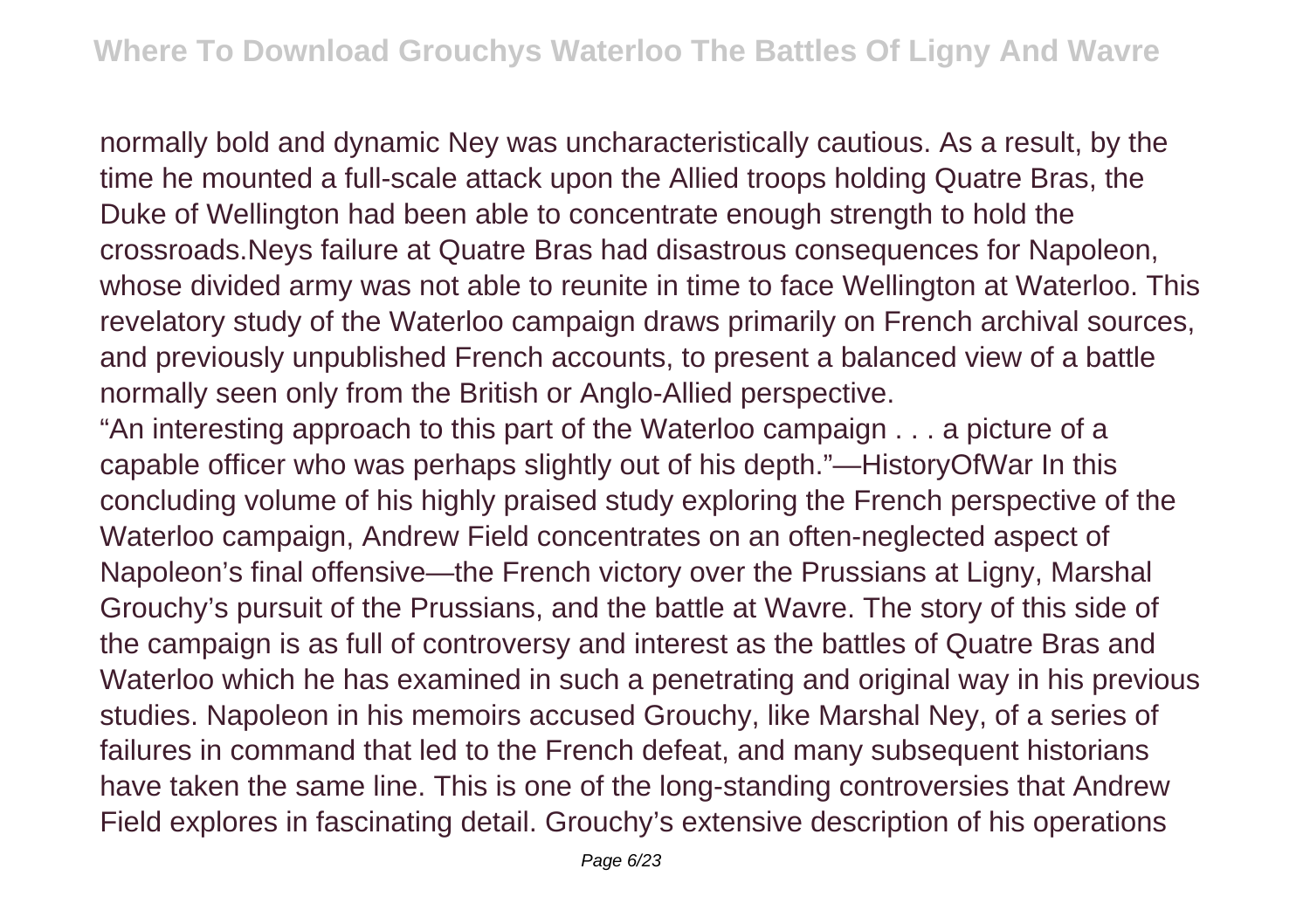normally bold and dynamic Ney was uncharacteristically cautious. As a result, by the time he mounted a full-scale attack upon the Allied troops holding Quatre Bras, the Duke of Wellington had been able to concentrate enough strength to hold the crossroads.Neys failure at Quatre Bras had disastrous consequences for Napoleon, whose divided army was not able to reunite in time to face Wellington at Waterloo. This revelatory study of the Waterloo campaign draws primarily on French archival sources, and previously unpublished French accounts, to present a balanced view of a battle normally seen only from the British or Anglo-Allied perspective.

"An interesting approach to this part of the Waterloo campaign . . . a picture of a capable officer who was perhaps slightly out of his depth."—HistoryOfWar In this concluding volume of his highly praised study exploring the French perspective of the Waterloo campaign, Andrew Field concentrates on an often-neglected aspect of Napoleon's final offensive—the French victory over the Prussians at Ligny, Marshal Grouchy's pursuit of the Prussians, and the battle at Wavre. The story of this side of the campaign is as full of controversy and interest as the battles of Quatre Bras and Waterloo which he has examined in such a penetrating and original way in his previous studies. Napoleon in his memoirs accused Grouchy, like Marshal Ney, of a series of failures in command that led to the French defeat, and many subsequent historians have taken the same line. This is one of the long-standing controversies that Andrew Field explores in fascinating detail. Grouchy's extensive description of his operations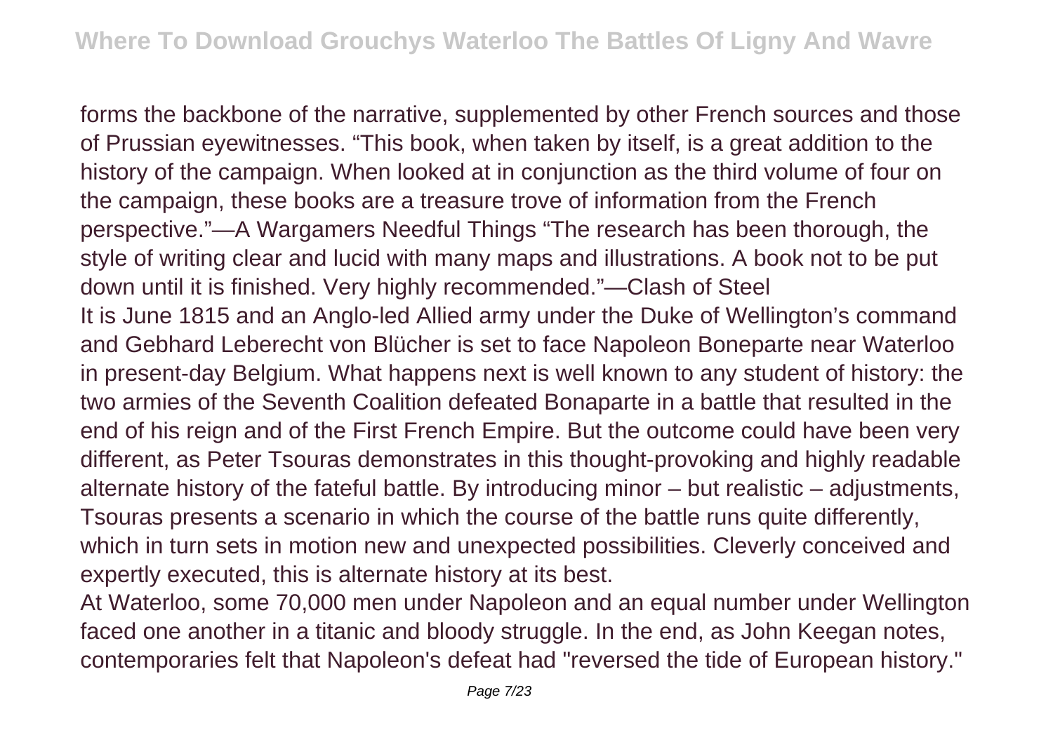forms the backbone of the narrative, supplemented by other French sources and those of Prussian eyewitnesses. “This book, when taken by itself, is a great addition to the history of the campaign. When looked at in conjunction as the third volume of four on the campaign, these books are a treasure trove of information from the French perspective.”—A Wargamers Needful Things “The research has been thorough, the style of writing clear and lucid with many maps and illustrations. A book not to be put down until it is finished. Very highly recommended.”—Clash of Steel

It is June 1815 and an Anglo-led Allied army under the Duke of Wellington’s command and Gebhard Leberecht von Blücher is set to face Napoleon Boneparte near Waterloo in present-day Belgium. What happens next is well known to any student of history: the two armies of the Seventh Coalition defeated Bonaparte in a battle that resulted in the end of his reign and of the First French Empire. But the outcome could have been very different, as Peter Tsouras demonstrates in this thought-provoking and highly readable alternate history of the fateful battle. By introducing minor – but realistic – adjustments, Tsouras presents a scenario in which the course of the battle runs quite differently, which in turn sets in motion new and unexpected possibilities. Cleverly conceived and expertly executed, this is alternate history at its best.

At Waterloo, some 70,000 men under Napoleon and an equal number under Wellington faced one another in a titanic and bloody struggle. In the end, as John Keegan notes, contemporaries felt that Napoleon's defeat had "reversed the tide of European history."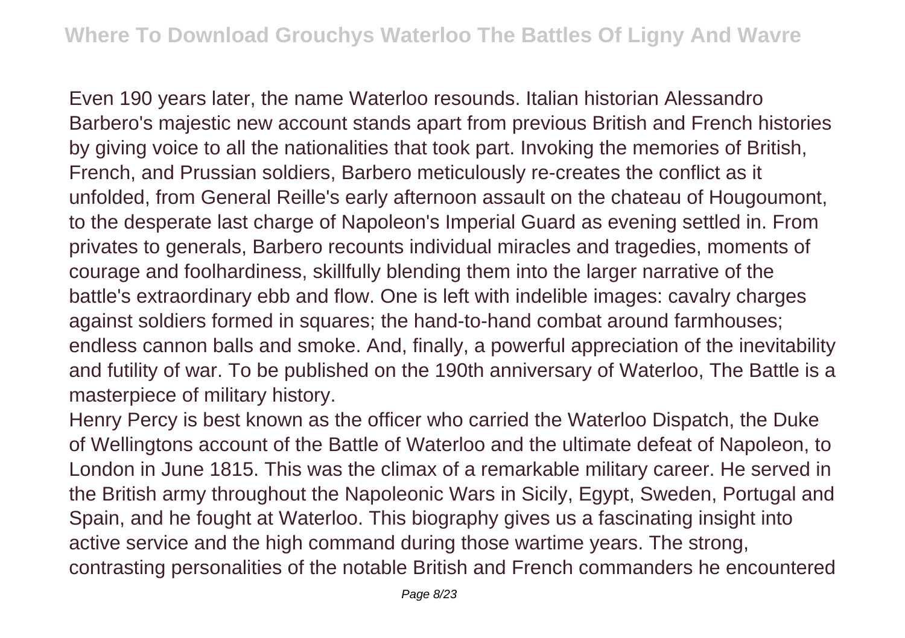Even 190 years later, the name Waterloo resounds. Italian historian Alessandro Barbero's majestic new account stands apart from previous British and French histories by giving voice to all the nationalities that took part. Invoking the memories of British, French, and Prussian soldiers, Barbero meticulously re-creates the conflict as it unfolded, from General Reille's early afternoon assault on the chateau of Hougoumont, to the desperate last charge of Napoleon's Imperial Guard as evening settled in. From privates to generals, Barbero recounts individual miracles and tragedies, moments of courage and foolhardiness, skillfully blending them into the larger narrative of the battle's extraordinary ebb and flow. One is left with indelible images: cavalry charges against soldiers formed in squares; the hand-to-hand combat around farmhouses; endless cannon balls and smoke. And, finally, a powerful appreciation of the inevitability and futility of war. To be published on the 190th anniversary of Waterloo, The Battle is a masterpiece of military history.

Henry Percy is best known as the officer who carried the Waterloo Dispatch, the Duke of Wellingtons account of the Battle of Waterloo and the ultimate defeat of Napoleon, to London in June 1815. This was the climax of a remarkable military career. He served in the British army throughout the Napoleonic Wars in Sicily, Egypt, Sweden, Portugal and Spain, and he fought at Waterloo. This biography gives us a fascinating insight into active service and the high command during those wartime years. The strong, contrasting personalities of the notable British and French commanders he encountered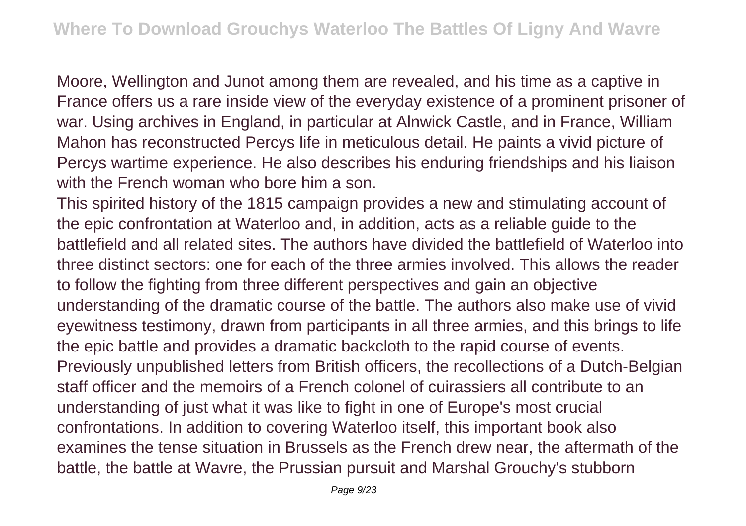Moore, Wellington and Junot among them are revealed, and his time as a captive in France offers us a rare inside view of the everyday existence of a prominent prisoner of war. Using archives in England, in particular at Alnwick Castle, and in France, William Mahon has reconstructed Percys life in meticulous detail. He paints a vivid picture of Percys wartime experience. He also describes his enduring friendships and his liaison with the French woman who bore him a son.

This spirited history of the 1815 campaign provides a new and stimulating account of the epic confrontation at Waterloo and, in addition, acts as a reliable guide to the battlefield and all related sites. The authors have divided the battlefield of Waterloo into three distinct sectors: one for each of the three armies involved. This allows the reader to follow the fighting from three different perspectives and gain an objective understanding of the dramatic course of the battle. The authors also make use of vivid eyewitness testimony, drawn from participants in all three armies, and this brings to life the epic battle and provides a dramatic backcloth to the rapid course of events. Previously unpublished letters from British officers, the recollections of a Dutch-Belgian staff officer and the memoirs of a French colonel of cuirassiers all contribute to an understanding of just what it was like to fight in one of Europe's most crucial confrontations. In addition to covering Waterloo itself, this important book also examines the tense situation in Brussels as the French drew near, the aftermath of the battle, the battle at Wavre, the Prussian pursuit and Marshal Grouchy's stubborn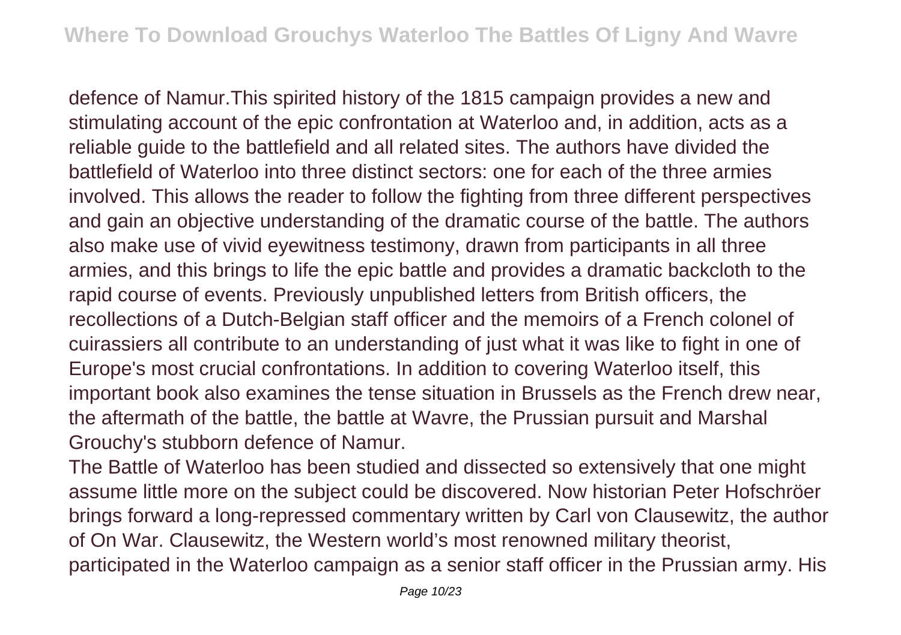defence of Namur.This spirited history of the 1815 campaign provides a new and stimulating account of the epic confrontation at Waterloo and, in addition, acts as a reliable guide to the battlefield and all related sites. The authors have divided the battlefield of Waterloo into three distinct sectors: one for each of the three armies involved. This allows the reader to follow the fighting from three different perspectives and gain an objective understanding of the dramatic course of the battle. The authors also make use of vivid eyewitness testimony, drawn from participants in all three armies, and this brings to life the epic battle and provides a dramatic backcloth to the rapid course of events. Previously unpublished letters from British officers, the recollections of a Dutch-Belgian staff officer and the memoirs of a French colonel of cuirassiers all contribute to an understanding of just what it was like to fight in one of Europe's most crucial confrontations. In addition to covering Waterloo itself, this important book also examines the tense situation in Brussels as the French drew near, the aftermath of the battle, the battle at Wavre, the Prussian pursuit and Marshal Grouchy's stubborn defence of Namur.

The Battle of Waterloo has been studied and dissected so extensively that one might assume little more on the subject could be discovered. Now historian Peter Hofschröer brings forward a long-repressed commentary written by Carl von Clausewitz, the author of On War. Clausewitz, the Western world's most renowned military theorist, participated in the Waterloo campaign as a senior staff officer in the Prussian army. His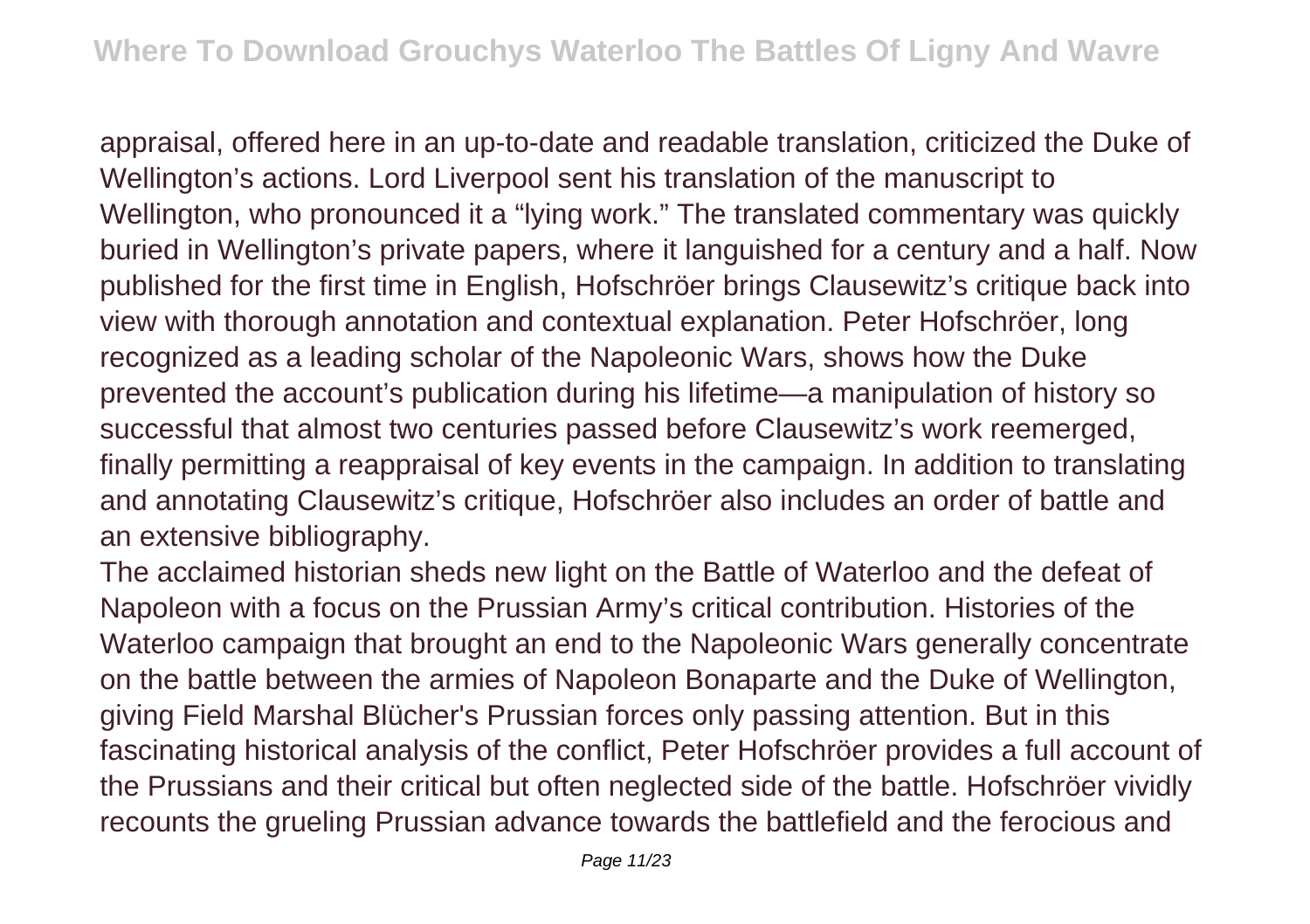appraisal, offered here in an up-to-date and readable translation, criticized the Duke of Wellington's actions. Lord Liverpool sent his translation of the manuscript to Wellington, who pronounced it a "lying work." The translated commentary was quickly buried in Wellington's private papers, where it languished for a century and a half. Now published for the first time in English, Hofschröer brings Clausewitz's critique back into view with thorough annotation and contextual explanation. Peter Hofschröer, long recognized as a leading scholar of the Napoleonic Wars, shows how the Duke prevented the account's publication during his lifetime—a manipulation of history so successful that almost two centuries passed before Clausewitz's work reemerged, finally permitting a reappraisal of key events in the campaign. In addition to translating and annotating Clausewitz's critique, Hofschröer also includes an order of battle and an extensive bibliography.

The acclaimed historian sheds new light on the Battle of Waterloo and the defeat of Napoleon with a focus on the Prussian Army's critical contribution. Histories of the Waterloo campaign that brought an end to the Napoleonic Wars generally concentrate on the battle between the armies of Napoleon Bonaparte and the Duke of Wellington, giving Field Marshal Blücher's Prussian forces only passing attention. But in this fascinating historical analysis of the conflict, Peter Hofschröer provides a full account of the Prussians and their critical but often neglected side of the battle. Hofschröer vividly recounts the grueling Prussian advance towards the battlefield and the ferocious and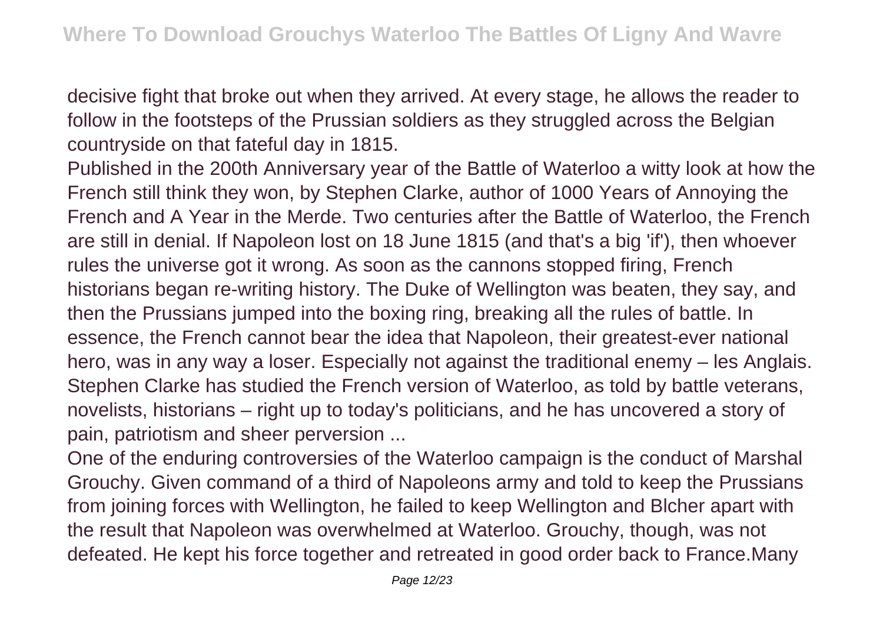decisive fight that broke out when they arrived. At every stage, he allows the reader to follow in the footsteps of the Prussian soldiers as they struggled across the Belgian countryside on that fateful day in 1815.

Published in the 200th Anniversary year of the Battle of Waterloo a witty look at how the French still think they won, by Stephen Clarke, author of 1000 Years of Annoying the French and A Year in the Merde. Two centuries after the Battle of Waterloo, the French are still in denial. If Napoleon lost on 18 June 1815 (and that's a big 'if'), then whoever rules the universe got it wrong. As soon as the cannons stopped firing, French historians began re-writing history. The Duke of Wellington was beaten, they say, and then the Prussians jumped into the boxing ring, breaking all the rules of battle. In essence, the French cannot bear the idea that Napoleon, their greatest-ever national hero, was in any way a loser. Especially not against the traditional enemy – les Anglais. Stephen Clarke has studied the French version of Waterloo, as told by battle veterans, novelists, historians – right up to today's politicians, and he has uncovered a story of pain, patriotism and sheer perversion ...

One of the enduring controversies of the Waterloo campaign is the conduct of Marshal Grouchy. Given command of a third of Napoleons army and told to keep the Prussians from joining forces with Wellington, he failed to keep Wellington and Blcher apart with the result that Napoleon was overwhelmed at Waterloo. Grouchy, though, was not defeated. He kept his force together and retreated in good order back to France.Many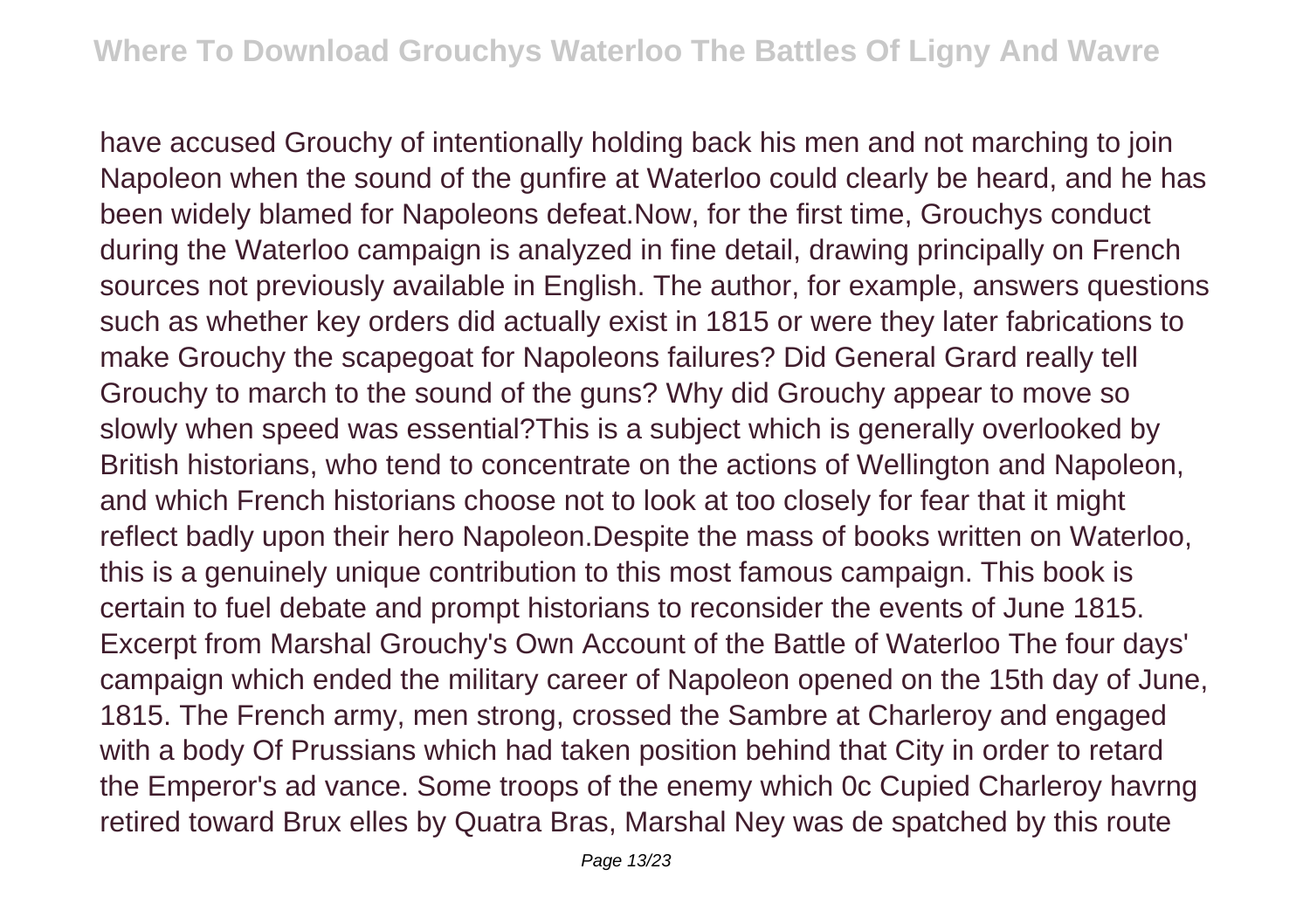have accused Grouchy of intentionally holding back his men and not marching to join Napoleon when the sound of the gunfire at Waterloo could clearly be heard, and he has been widely blamed for Napoleons defeat.Now, for the first time, Grouchys conduct during the Waterloo campaign is analyzed in fine detail, drawing principally on French sources not previously available in English. The author, for example, answers questions such as whether key orders did actually exist in 1815 or were they later fabrications to make Grouchy the scapegoat for Napoleons failures? Did General Grard really tell Grouchy to march to the sound of the guns? Why did Grouchy appear to move so slowly when speed was essential?This is a subject which is generally overlooked by British historians, who tend to concentrate on the actions of Wellington and Napoleon, and which French historians choose not to look at too closely for fear that it might reflect badly upon their hero Napoleon.Despite the mass of books written on Waterloo, this is a genuinely unique contribution to this most famous campaign. This book is certain to fuel debate and prompt historians to reconsider the events of June 1815. Excerpt from Marshal Grouchy's Own Account of the Battle of Waterloo The four days' campaign which ended the military career of Napoleon opened on the 15th day of June, 1815. The French army, men strong, crossed the Sambre at Charleroy and engaged with a body Of Prussians which had taken position behind that City in order to retard the Emperor's ad vance. Some troops of the enemy which 0c Cupied Charleroy havrng retired toward Brux elles by Quatra Bras, Marshal Ney was de spatched by this route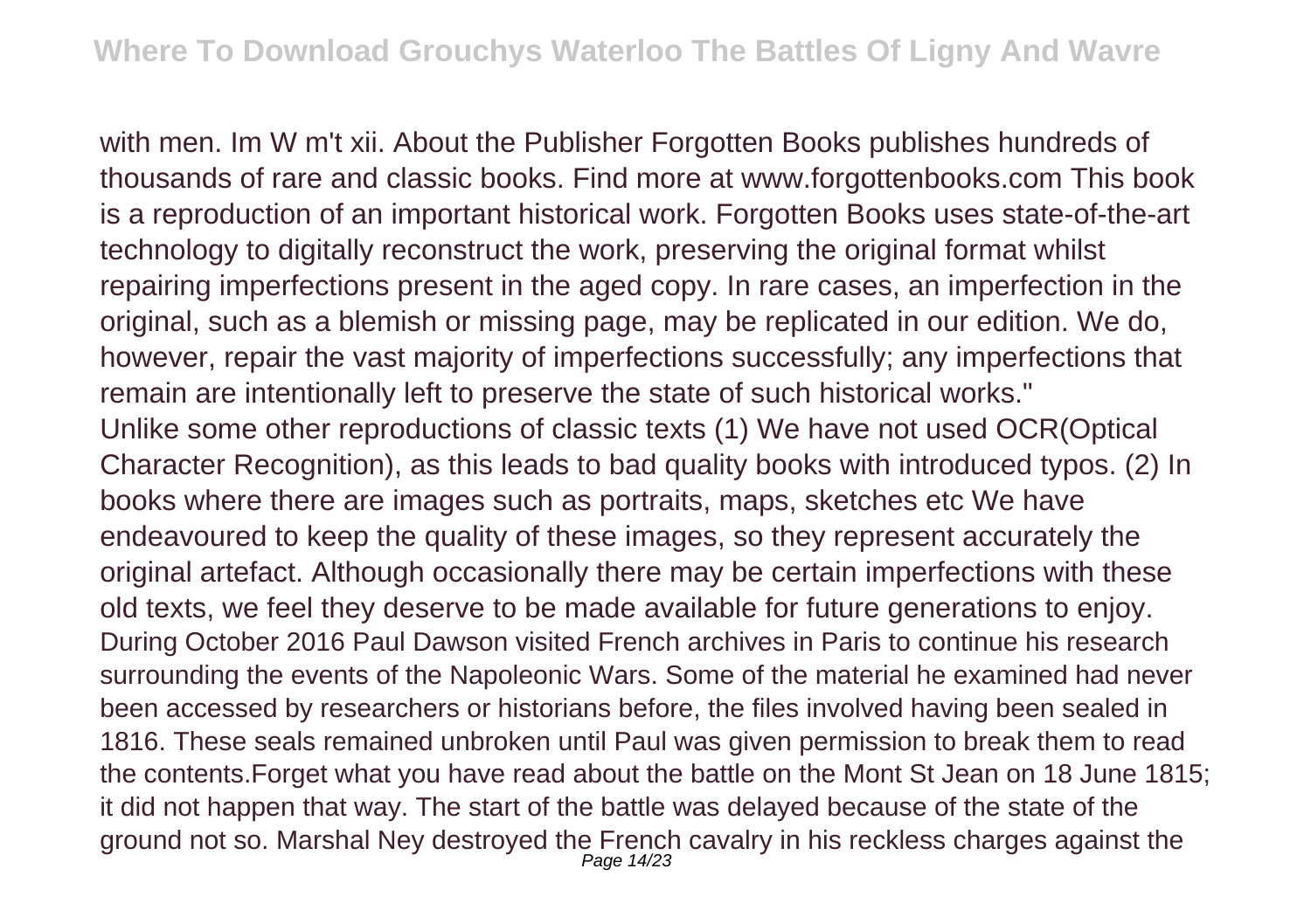with men. Im W m't xii. About the Publisher Forgotten Books publishes hundreds of thousands of rare and classic books. Find more at www.forgottenbooks.com This book is a reproduction of an important historical work. Forgotten Books uses state-of-the-art technology to digitally reconstruct the work, preserving the original format whilst repairing imperfections present in the aged copy. In rare cases, an imperfection in the original, such as a blemish or missing page, may be replicated in our edition. We do, however, repair the vast majority of imperfections successfully; any imperfections that remain are intentionally left to preserve the state of such historical works."

Unlike some other reproductions of classic texts (1) We have not used OCR(Optical Character Recognition), as this leads to bad quality books with introduced typos. (2) In books where there are images such as portraits, maps, sketches etc We have endeavoured to keep the quality of these images, so they represent accurately the original artefact. Although occasionally there may be certain imperfections with these old texts, we feel they deserve to be made available for future generations to enjoy.

During October 2016 Paul Dawson visited French archives in Paris to continue his research surrounding the events of the Napoleonic Wars. Some of the material he examined had never been accessed by researchers or historians before, the files involved having been sealed in 1816. These seals remained unbroken until Paul was given permission to break them to read the contents.Forget what you have read about the battle on the Mont St Jean on 18 June 1815; it did not happen that way. The start of the battle was delayed because of the state of the ground not so. Marshal Ney destroyed the French cavalry in his reckless charges against the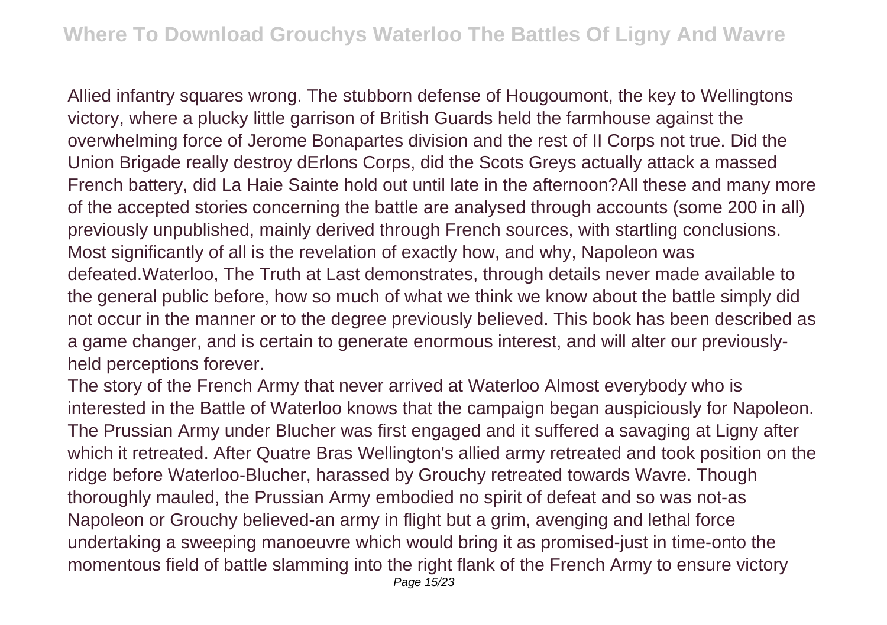Allied infantry squares wrong. The stubborn defense of Hougoumont, the key to Wellingtons victory, where a plucky little garrison of British Guards held the farmhouse against the overwhelming force of Jerome Bonapartes division and the rest of II Corps not true. Did the Union Brigade really destroy dErlons Corps, did the Scots Greys actually attack a massed French battery, did La Haie Sainte hold out until late in the afternoon?All these and many more of the accepted stories concerning the battle are analysed through accounts (some 200 in all) previously unpublished, mainly derived through French sources, with startling conclusions. Most significantly of all is the revelation of exactly how, and why, Napoleon was defeated.Waterloo, The Truth at Last demonstrates, through details never made available to the general public before, how so much of what we think we know about the battle simply did not occur in the manner or to the degree previously believed. This book has been described as a game changer, and is certain to generate enormous interest, and will alter our previously-held perceptions forever.

The story of the French Army that never arrived at Waterloo Almost everybody who is interested in the Battle of Waterloo knows that the campaign began auspiciously for Napoleon. The Prussian Army under Blucher was first engaged and it suffered a savaging at Ligny after which it retreated. After Quatre Bras Wellington's allied army retreated and took position on the ridge before Waterloo-Blucher, harassed by Grouchy retreated towards Wavre. Though thoroughly mauled, the Prussian Army embodied no spirit of defeat and so was not-as Napoleon or Grouchy believed-an army in flight but a grim, avenging and lethal force undertaking a sweeping manoeuvre which would bring it as promised-just in time-onto the momentous field of battle slamming into the right flank of the French Army to ensure victory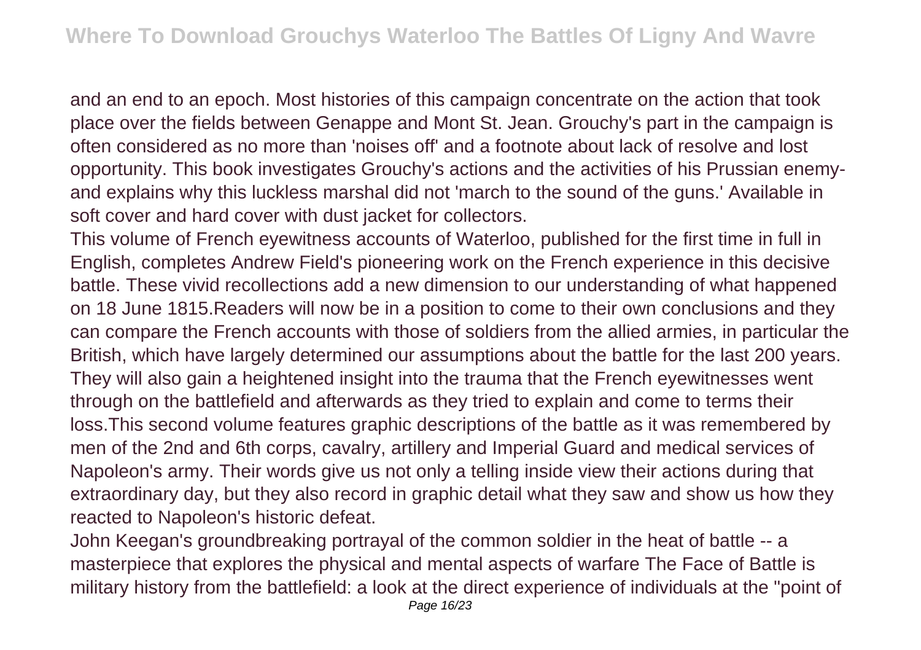and an end to an epoch. Most histories of this campaign concentrate on the action that took place over the fields between Genappe and Mont St. Jean. Grouchy's part in the campaign is often considered as no more than 'noises off' and a footnote about lack of resolve and lost opportunity. This book investigates Grouchy's actions and the activities of his Prussian enemy- and explains why this luckless marshal did not 'march to the sound of the guns.' Available in soft cover and hard cover with dust jacket for collectors.

This volume of French eyewitness accounts of Waterloo, published for the first time in full in English, completes Andrew Field's pioneering work on the French experience in this decisive battle. These vivid recollections add a new dimension to our understanding of what happened on 18 June 1815.Readers will now be in a position to come to their own conclusions and they can compare the French accounts with those of soldiers from the allied armies, in particular the British, which have largely determined our assumptions about the battle for the last 200 years. They will also gain a heightened insight into the trauma that the French eyewitnesses went through on the battlefield and afterwards as they tried to explain and come to terms their loss.This second volume features graphic descriptions of the battle as it was remembered by men of the 2nd and 6th corps, cavalry, artillery and Imperial Guard and medical services of Napoleon's army. Their words give us not only a telling inside view their actions during that extraordinary day, but they also record in graphic detail what they saw and show us how they reacted to Napoleon's historic defeat.

John Keegan's groundbreaking portrayal of the common soldier in the heat of battle -- a masterpiece that explores the physical and mental aspects of warfare The Face of Battle is military history from the battlefield: a look at the direct experience of individuals at the "point of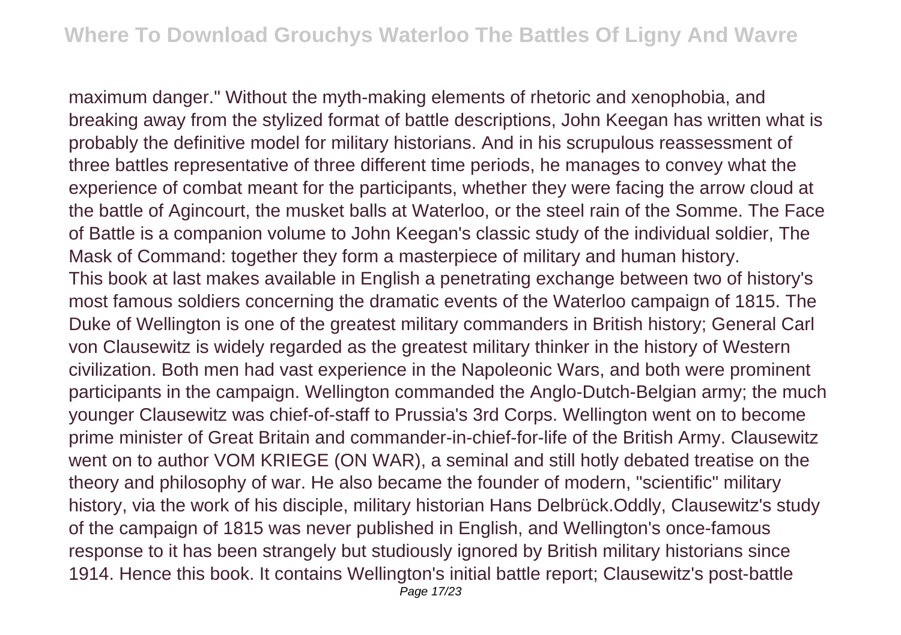maximum danger." Without the myth-making elements of rhetoric and xenophobia, and breaking away from the stylized format of battle descriptions, John Keegan has written what is probably the definitive model for military historians. And in his scrupulous reassessment of three battles representative of three different time periods, he manages to convey what the experience of combat meant for the participants, whether they were facing the arrow cloud at the battle of Agincourt, the musket balls at Waterloo, or the steel rain of the Somme. The Face of Battle is a companion volume to John Keegan's classic study of the individual soldier, The Mask of Command: together they form a masterpiece of military and human history.

This book at last makes available in English a penetrating exchange between two of history's most famous soldiers concerning the dramatic events of the Waterloo campaign of 1815. The Duke of Wellington is one of the greatest military commanders in British history; General Carl von Clausewitz is widely regarded as the greatest military thinker in the history of Western civilization. Both men had vast experience in the Napoleonic Wars, and both were prominent participants in the campaign. Wellington commanded the Anglo-Dutch-Belgian army; the much younger Clausewitz was chief-of-staff to Prussia's 3rd Corps. Wellington went on to become prime minister of Great Britain and commander-in-chief-for-life of the British Army. Clausewitz went on to author VOM KRIEGE (ON WAR), a seminal and still hotly debated treatise on the theory and philosophy of war. He also became the founder of modern, "scientific" military history, via the work of his disciple, military historian Hans Delbrück.Oddly, Clausewitz's study of the campaign of 1815 was never published in English, and Wellington's once-famous response to it has been strangely but studiously ignored by British military historians since 1914. Hence this book. It contains Wellington's initial battle report; Clausewitz's post-battle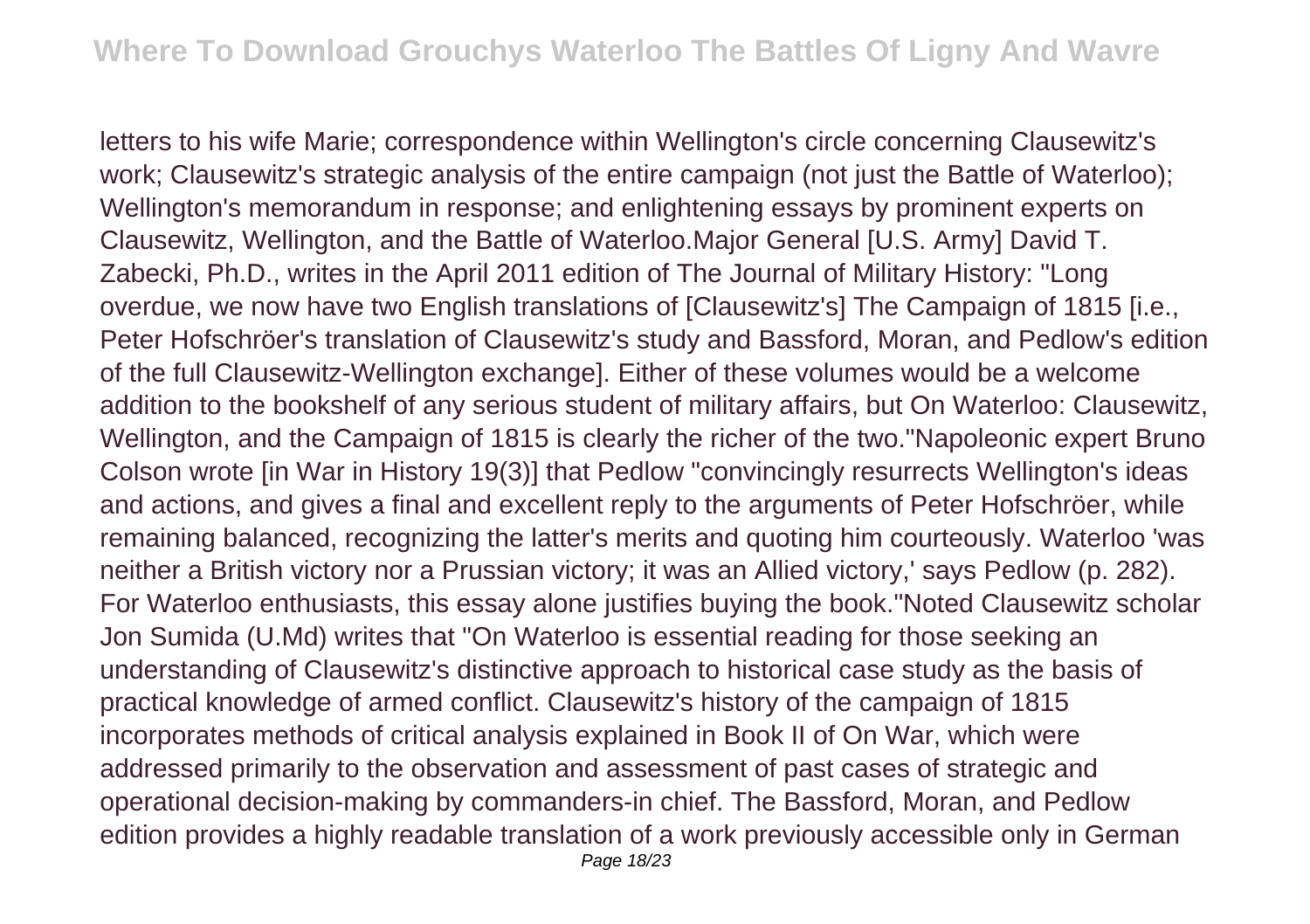letters to his wife Marie; correspondence within Wellington's circle concerning Clausewitz's work; Clausewitz's strategic analysis of the entire campaign (not just the Battle of Waterloo); Wellington's memorandum in response; and enlightening essays by prominent experts on Clausewitz, Wellington, and the Battle of Waterloo.Major General [U.S. Army] David T. Zabecki, Ph.D., writes in the April 2011 edition of The Journal of Military History: "Long overdue, we now have two English translations of [Clausewitz's] The Campaign of 1815 [i.e., Peter Hofschröer's translation of Clausewitz's study and Bassford, Moran, and Pedlow's edition of the full Clausewitz-Wellington exchange]. Either of these volumes would be a welcome addition to the bookshelf of any serious student of military affairs, but On Waterloo: Clausewitz, Wellington, and the Campaign of 1815 is clearly the richer of the two."Napoleonic expert Bruno Colson wrote [in War in History 19(3)] that Pedlow "convincingly resurrects Wellington's ideas and actions, and gives a final and excellent reply to the arguments of Peter Hofschröer, while remaining balanced, recognizing the latter's merits and quoting him courteously. Waterloo 'was neither a British victory nor a Prussian victory; it was an Allied victory,' says Pedlow (p. 282). For Waterloo enthusiasts, this essay alone justifies buying the book."Noted Clausewitz scholar Jon Sumida (U.Md) writes that "On Waterloo is essential reading for those seeking an understanding of Clausewitz's distinctive approach to historical case study as the basis of practical knowledge of armed conflict. Clausewitz's history of the campaign of 1815 incorporates methods of critical analysis explained in Book II of On War, which were addressed primarily to the observation and assessment of past cases of strategic and operational decision-making by commanders-in chief. The Bassford, Moran, and Pedlow edition provides a highly readable translation of a work previously accessible only in German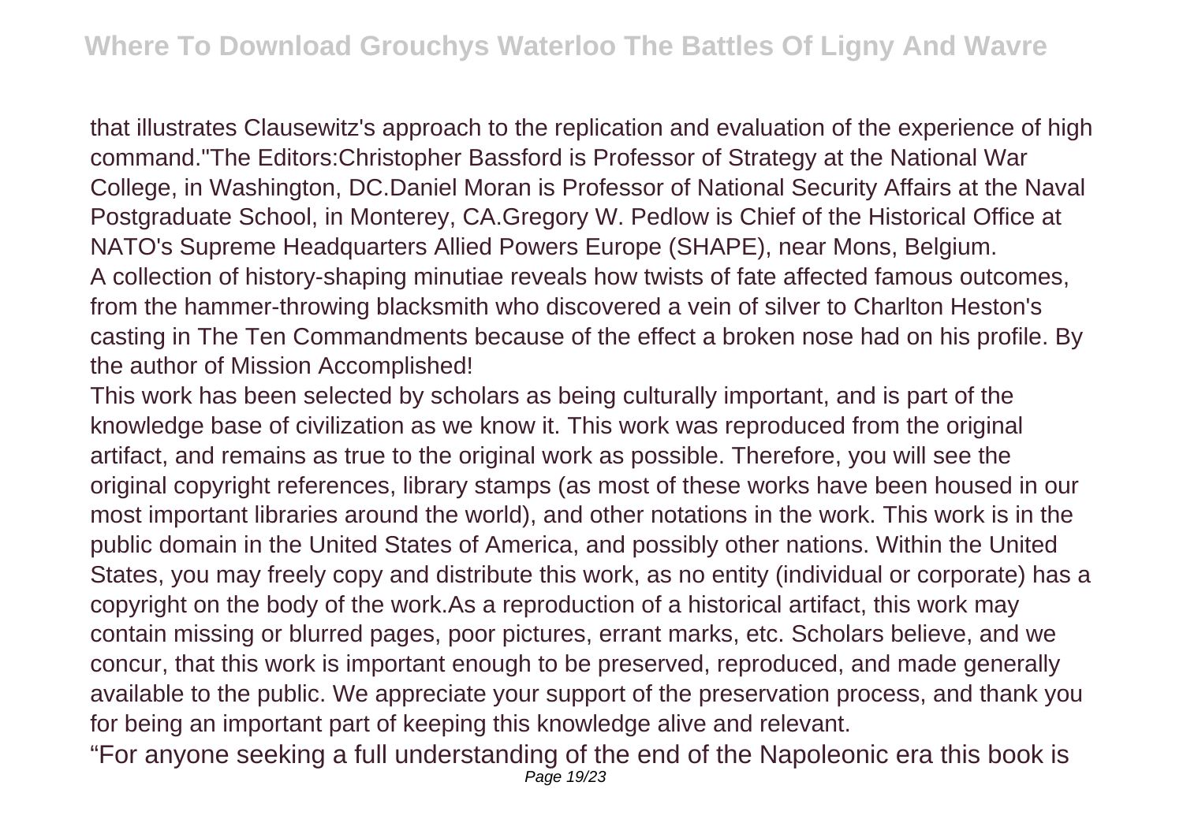that illustrates Clausewitz's approach to the replication and evaluation of the experience of high command."The Editors:Christopher Bassford is Professor of Strategy at the National War College, in Washington, DC.Daniel Moran is Professor of National Security Affairs at the Naval Postgraduate School, in Monterey, CA.Gregory W. Pedlow is Chief of the Historical Office at NATO's Supreme Headquarters Allied Powers Europe (SHAPE), near Mons, Belgium.

A collection of history-shaping minutiae reveals how twists of fate affected famous outcomes, from the hammer-throwing blacksmith who discovered a vein of silver to Charlton Heston's casting in The Ten Commandments because of the effect a broken nose had on his profile. By the author of Mission Accomplished!

This work has been selected by scholars as being culturally important, and is part of the knowledge base of civilization as we know it. This work was reproduced from the original artifact, and remains as true to the original work as possible. Therefore, you will see the original copyright references, library stamps (as most of these works have been housed in our most important libraries around the world), and other notations in the work. This work is in the public domain in the United States of America, and possibly other nations. Within the United States, you may freely copy and distribute this work, as no entity (individual or corporate) has a copyright on the body of the work.As a reproduction of a historical artifact, this work may contain missing or blurred pages, poor pictures, errant marks, etc. Scholars believe, and we concur, that this work is important enough to be preserved, reproduced, and made generally available to the public. We appreciate your support of the preservation process, and thank you for being an important part of keeping this knowledge alive and relevant.

“For anyone seeking a full understanding of the end of the Napoleonic era this book is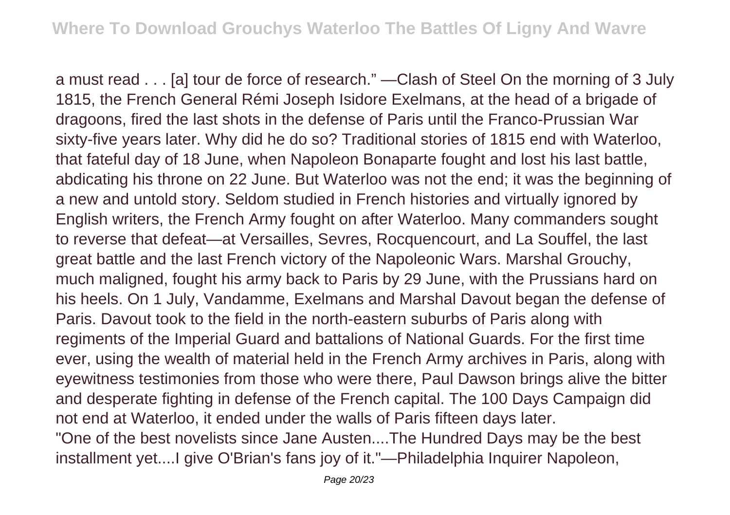a must read . . . [a] tour de force of research." —Clash of Steel On the morning of 3 July 1815, the French General Rémi Joseph Isidore Exelmans, at the head of a brigade of dragoons, fired the last shots in the defense of Paris until the Franco-Prussian War sixty-five years later. Why did he do so? Traditional stories of 1815 end with Waterloo, that fateful day of 18 June, when Napoleon Bonaparte fought and lost his last battle, abdicating his throne on 22 June. But Waterloo was not the end; it was the beginning of a new and untold story. Seldom studied in French histories and virtually ignored by English writers, the French Army fought on after Waterloo. Many commanders sought to reverse that defeat—at Versailles, Sevres, Rocquencourt, and La Souffel, the last great battle and the last French victory of the Napoleonic Wars. Marshal Grouchy, much maligned, fought his army back to Paris by 29 June, with the Prussians hard on his heels. On 1 July, Vandamme, Exelmans and Marshal Davout began the defense of Paris. Davout took to the field in the north-eastern suburbs of Paris along with regiments of the Imperial Guard and battalions of National Guards. For the first time ever, using the wealth of material held in the French Army archives in Paris, along with eyewitness testimonies from those who were there, Paul Dawson brings alive the bitter and desperate fighting in defense of the French capital. The 100 Days Campaign did not end at Waterloo, it ended under the walls of Paris fifteen days later.

"One of the best novelists since Jane Austen....The Hundred Days may be the best installment yet....I give O'Brian's fans joy of it."—Philadelphia Inquirer Napoleon,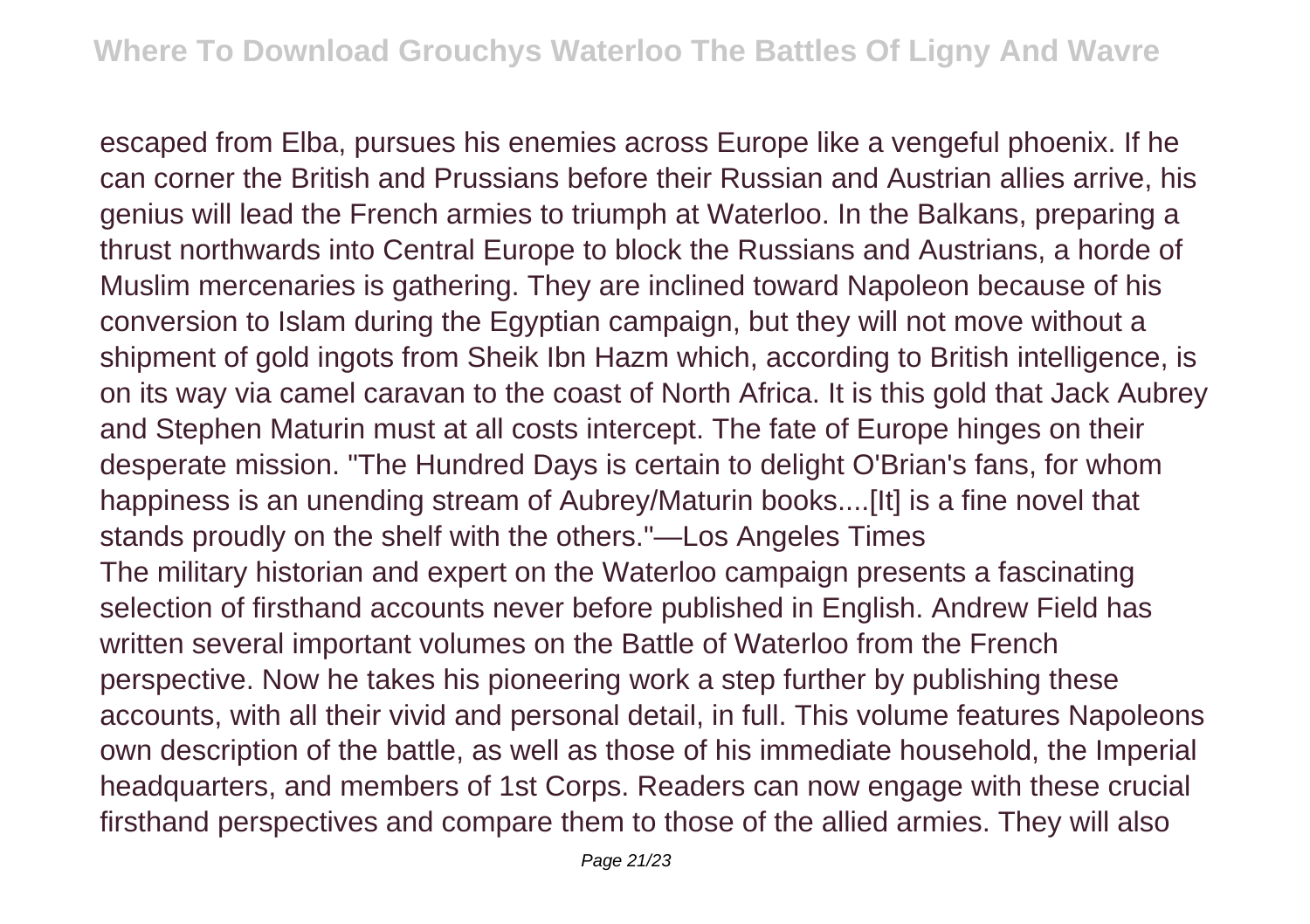escaped from Elba, pursues his enemies across Europe like a vengeful phoenix. If he can corner the British and Prussians before their Russian and Austrian allies arrive, his genius will lead the French armies to triumph at Waterloo. In the Balkans, preparing a thrust northwards into Central Europe to block the Russians and Austrians, a horde of Muslim mercenaries is gathering. They are inclined toward Napoleon because of his conversion to Islam during the Egyptian campaign, but they will not move without a shipment of gold ingots from Sheik Ibn Hazm which, according to British intelligence, is on its way via camel caravan to the coast of North Africa. It is this gold that Jack Aubrey and Stephen Maturin must at all costs intercept. The fate of Europe hinges on their desperate mission. "The Hundred Days is certain to delight O'Brian's fans, for whom happiness is an unending stream of Aubrey/Maturin books....[It] is a fine novel that stands proudly on the shelf with the others."—Los Angeles Times

The military historian and expert on the Waterloo campaign presents a fascinating selection of firsthand accounts never before published in English. Andrew Field has written several important volumes on the Battle of Waterloo from the French perspective. Now he takes his pioneering work a step further by publishing these accounts, with all their vivid and personal detail, in full. This volume features Napoleons own description of the battle, as well as those of his immediate household, the Imperial headquarters, and members of 1st Corps. Readers can now engage with these crucial firsthand perspectives and compare them to those of the allied armies. They will also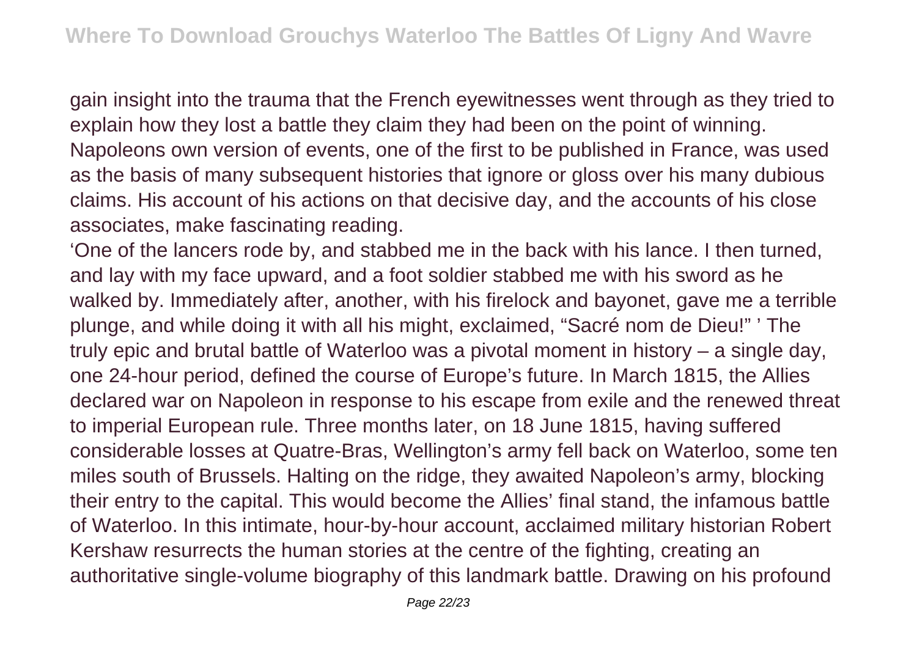gain insight into the trauma that the French eyewitnesses went through as they tried to explain how they lost a battle they claim they had been on the point of winning. Napoleons own version of events, one of the first to be published in France, was used as the basis of many subsequent histories that ignore or gloss over his many dubious claims. His account of his actions on that decisive day, and the accounts of his close associates, make fascinating reading.

'One of the lancers rode by, and stabbed me in the back with his lance. I then turned, and lay with my face upward, and a foot soldier stabbed me with his sword as he walked by. Immediately after, another, with his firelock and bayonet, gave me a terrible plunge, and while doing it with all his might, exclaimed, "Sacré nom de Dieu!" ' The truly epic and brutal battle of Waterloo was a pivotal moment in history – a single day, one 24-hour period, defined the course of Europe's future. In March 1815, the Allies declared war on Napoleon in response to his escape from exile and the renewed threat to imperial European rule. Three months later, on 18 June 1815, having suffered considerable losses at Quatre-Bras, Wellington's army fell back on Waterloo, some ten miles south of Brussels. Halting on the ridge, they awaited Napoleon's army, blocking their entry to the capital. This would become the Allies' final stand, the infamous battle of Waterloo. In this intimate, hour-by-hour account, acclaimed military historian Robert Kershaw resurrects the human stories at the centre of the fighting, creating an authoritative single-volume biography of this landmark battle. Drawing on his profound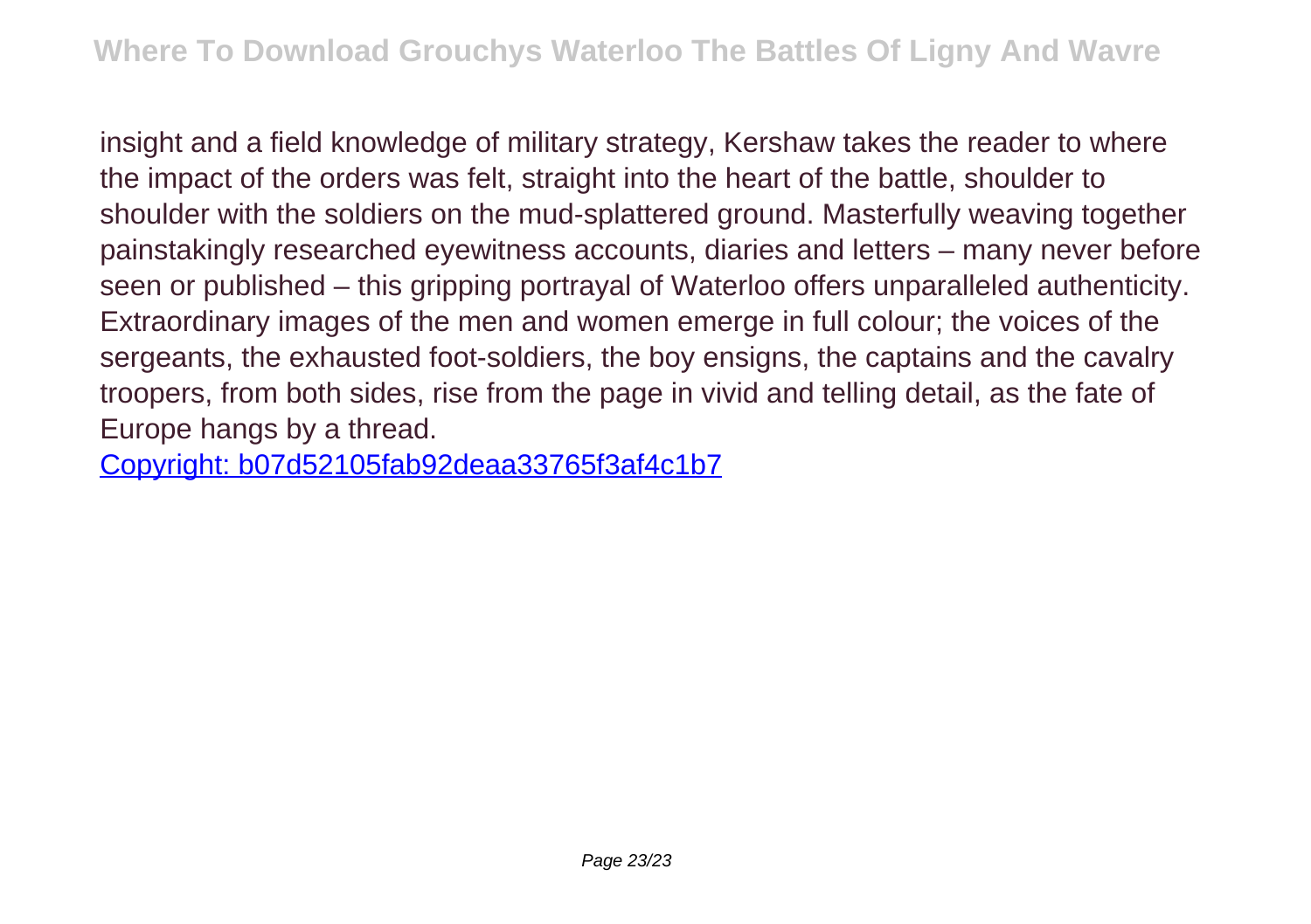insight and a field knowledge of military strategy, Kershaw takes the reader to where the impact of the orders was felt, straight into the heart of the battle, shoulder to shoulder with the soldiers on the mud-splattered ground. Masterfully weaving together painstakingly researched eyewitness accounts, diaries and letters – many never before seen or published – this gripping portrayal of Waterloo offers unparalleled authenticity. Extraordinary images of the men and women emerge in full colour; the voices of the sergeants, the exhausted foot-soldiers, the boy ensigns, the captains and the cavalry troopers, from both sides, rise from the page in vivid and telling detail, as the fate of Europe hangs by a thread.

Copyright: b07d52105fab92deaa33765f3af4c1b7